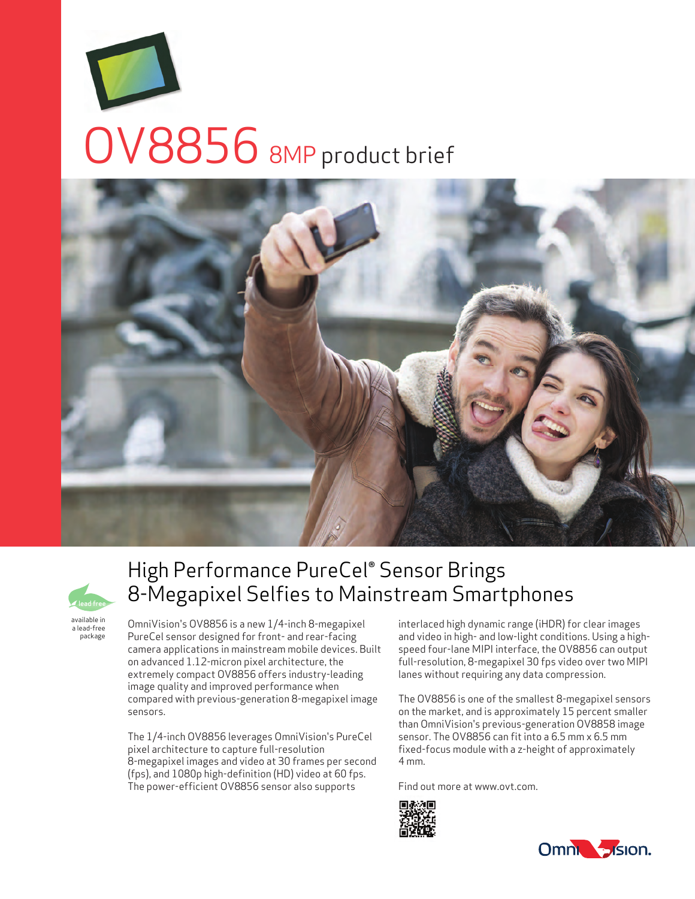# OV8856 8MP product brief

## High Performance PureCel® Sensor Brings 8-Megapixel Selfies to Mainstream Smartphones

lead free

available in a lead-free package

OmniVision's OV8856 is a new 1/4-inch 8-megapixel PureCel sensor designed for front- and rear-facing camera applications in mainstream mobile devices. Built on advanced 1.12-micron pixel architecture, the extremely compact OV8856 offers industry-leading image quality and improved performance when compared with previous-generation 8-megapixel image sensors.

The 1/4-inch OV8856 leverages OmniVision's PureCel pixel architecture to capture full-resolution 8-megapixel images and video at 30 frames per second (fps), and 1080p high-definition (HD) video at 60 fps. The power-efficient OV8856 sensor also supports interlaced high dynamic range (iHDR) for clear images and video in high- and low-light conditions. Using a high-speed four-lane MIPI interface, the OV8856 can output full-resolution, 8-megapixel 30 fps video over two MIPI lanes without requiring any data compression.

The OV8856 is one of the smallest 8-megapixel sensors on the market, and is approximately 15 percent smaller than OmniVision's previous-generation OV8858 image sensor. The OV8856 can fit into a 6.5 mm x 6.5 mm fixed-focus module with a z-height of approximately 4 mm.

Find out more at www.ovt.com.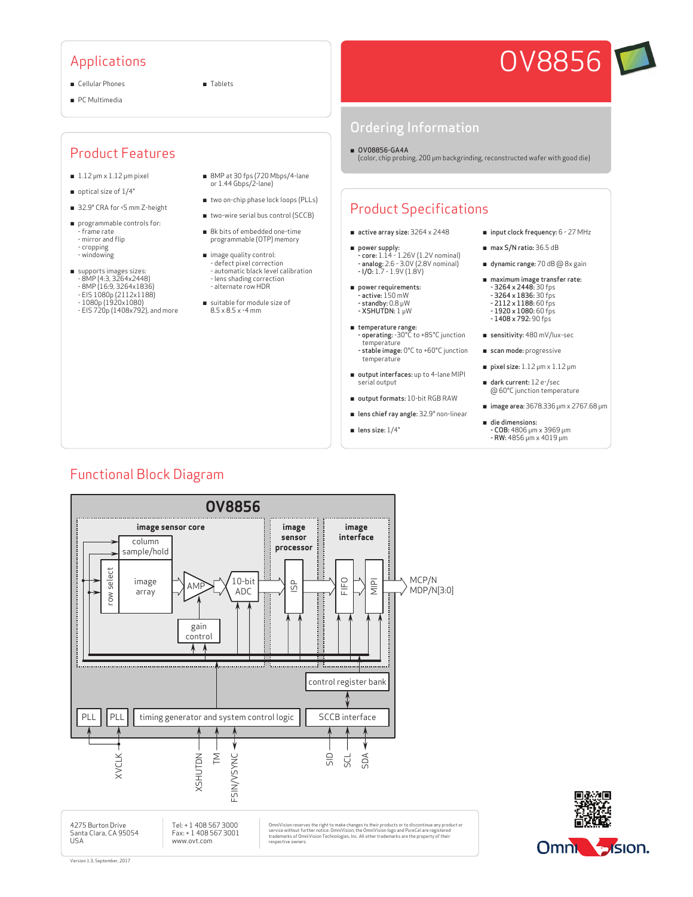## Applications

- Cellular Phones
- PC Multimedia
- Tablets

## Product Features

- 1.12 µm x 1.12 µm pixel
- optical size of 1/4"
- 32.9° CRA for <5 mm Z-height
- programmable controls for:
  - frame rate
  - mirror and flip
  - cropping
  - windowing
- supports images sizes:
  - 8MP (4:3, 3264x2448)
  - 8MP (16:9, 3264x1836)
  - EIS 1080p (2112x1188)
  - 1080p (1920x1080)
  - EIS 720p (1408x792), and more
- 8MP at 30 fps (720 Mbps/4-lane or 1.44 Gbps/2-lane)
- two on-chip phase lock loops (PLLs)
- two-wire serial bus control (SCCB)
- 8k bits of embedded one-time programmable (OTP) memory
- image quality control:
  - defect pixel correction
  - automatic black level calibration
  - lens shading correction
  - alternate row HDR
- suitable for module size of 8.5 x 8.5 x -4 mm

# OV8856

## Ordering Information

- OV08856-GA4A
  (color, chip probing, 200 µm backgrinding, reconstructed wafer with good die)

## Product Specifications

- **active array size:** 3264 x 2448
- **power supply:**
  - **core:** 1.14 - 1.26V (1.2V nominal)
  - **analog:** 2.6 - 3.0V (2.8V nominal)
  - **I/O:** 1.7 - 1.9V (1.8V)
- **power requirements:**
  - **active:** 150 mW
  - **standby:** 0.8 µW
  - **XSHUTDN:** 1 µW
- **temperature range:**
  - **operating:** -30°C to +85°C junction temperature
  - **stable image:** 0°C to +60°C junction temperature
- **output interfaces:** up to 4-lane MIPI serial output
- **output formats:** 10-bit RGB RAW
- **lens chief ray angle:** 32.9° non-linear
- **lens size:** 1/4"
- **input clock frequency:** 6 - 27 MHz
- **max S/N ratio:** 36.5 dB
- **dynamic range:** 70 dB @ 8x gain
- **maximum image transfer rate:**
  - **3264 x 2448:** 30 fps
  - **3264 x 1836:** 30 fps
  - **2112 x 1188:** 60 fps
  - **1920 x 1080:** 60 fps
  - **1408 x 792:** 90 fps
- **sensitivity:** 480 mV/lux-sec
- **scan mode:** progressive
- **pixel size:** 1.12 µm x 1.12 µm
- **dark current:** 12 e⁻/sec @ 60°C junction temperature
- **image area:** 3678.336 µm x 2767.68 µm
- **die dimensions:**
  - **COB:** 4806 µm x 3969 µm
  - **RW:** 4856 µm x 4019 µm

## Functional Block Diagram

OV8856
image sensor core
column sample/hold
row select
image array
AMP
10-bit ADC
gain control
image sensor processor
ISP
image interface
FIFO
MIPI
MCP/N
MDP/N[3:0]
control register bank
PLL
PLL
timing generator and system control logic
SCCB interface
XVCLK
XSHUTDN
TM
FSIN/VSYNC
SID
SCL
SDA

4275 Burton Drive
Santa Clara, CA 95054
USA

Tel: + 1 408 567 3000
Fax: + 1 408 567 3001
www.ovt.com

OmniVision reserves the right to make changes to their products or to discontinue any product or service without further notice. OmniVision, the OmniVision logo and PureCel are registered trademarks of OmniVision Technologies, Inc. All other trademarks are the property of their respective owners.

Version 1.3, September, 2017